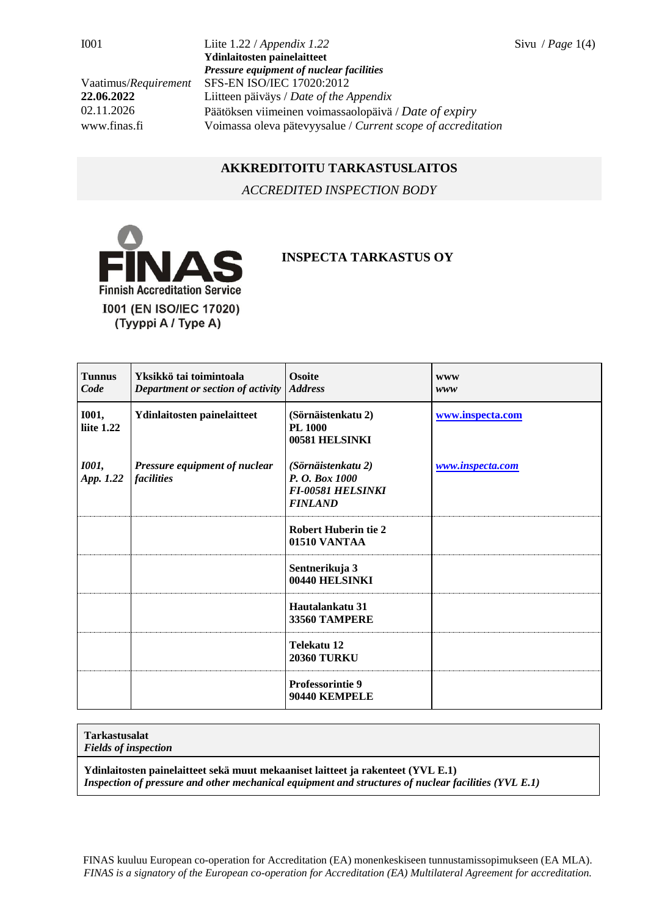I001 | Liite 1.22 / *Appendix 1.22*
**Ydinlaitosten painelaitteet**
***Pressure equipment of nuclear facilities***

Vaatimus/*Requirement* SFS-EN ISO/IEC 17020:2012
**22.06.2022** Liitteen päiväys / *Date of the Appendix*
02.11.2026 Päätöksen viimeinen voimassaolopäivä / *Date of expiry*
www.finas.fi Voimassa oleva pätevyysalue / *Current scope of accreditation*

## AKKREDITOITU TARKASTUSLAITOS

*ACCREDITED INSPECTION BODY*

FINAS
Finnish Accreditation Service
I001 (EN ISO/IEC 17020)
(Tyyppi A / Type A)

**INSPECTA TARKASTUS OY**

| **Tunnus** *Code* | **Yksikkö tai toimintoala** *Department or section of activity* | **Osoite** *Address* | **www** *www* |
|---|---|---|---|
| **I001, liite 1.22** | **Ydinlaitosten painelaitteet** | **(Sörnäistenkatu 2) PL 1000 00581 HELSINKI** | **www.inspecta.com** |
| ***I001, App. 1.22*** | ***Pressure equipment of nuclear facilities*** | ***(Sörnäistenkatu 2) P. O. Box 1000 FI-00581 HELSINKI FINLAND*** | ***www.inspecta.com*** |
| | | **Robert Huberin tie 2 01510 VANTAA** | |
| | | **Sentnerikuja 3 00440 HELSINKI** | |
| | | **Hautalankatu 31 33560 TAMPERE** | |
| | | **Telekatu 12 20360 TURKU** | |
| | | **Professorintie 9 90440 KEMPELE** | |

| **Tarkastusalat** *Fields of inspection* |
|---|
| **Ydinlaitosten painelaitteet sekä muut mekaaniset laitteet ja rakenteet (YVL E.1)** ***Inspection of pressure and other mechanical equipment and structures of nuclear facilities (YVL E.1)*** |

FINAS kuuluu European co-operation for Accreditation (EA) monenkeskiseen tunnustamissopimukseen (EA MLA).
*FINAS is a signatory of the European co-operation for Accreditation (EA) Multilateral Agreement for accreditation.*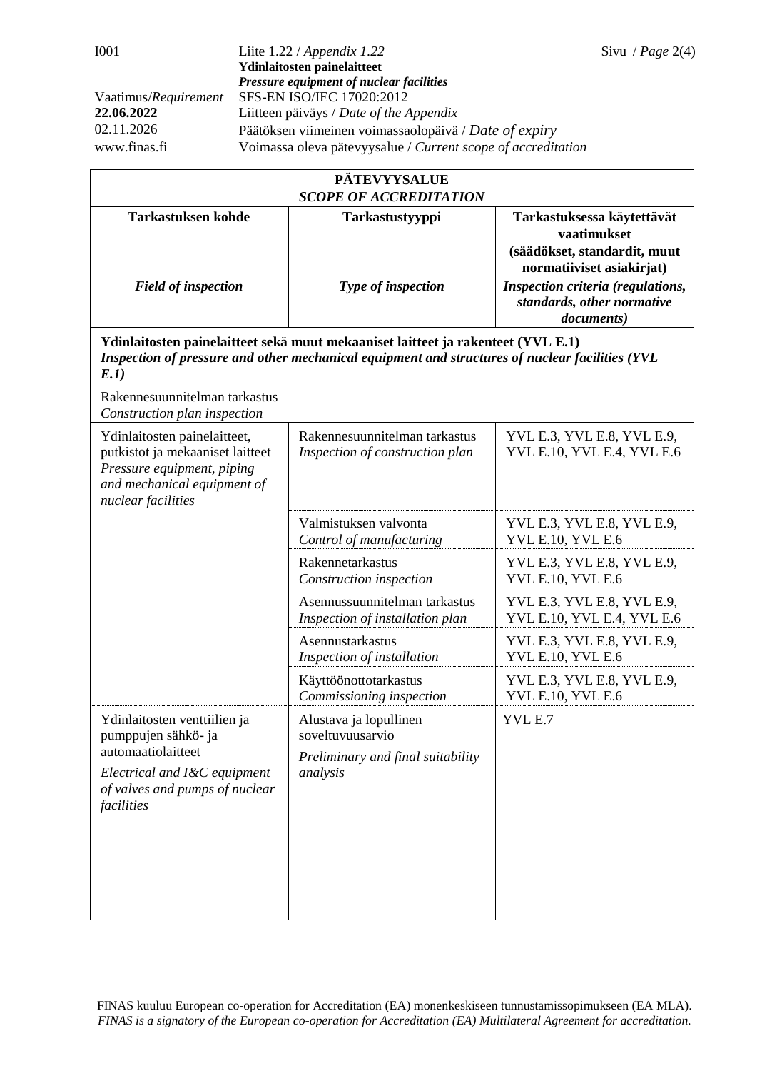| Vaatimus/*Requirement* | SFS-EN ISO/IEC 17020:2012 |
|---|---|
| **22.06.2022** | Liitteen päiväys / *Date of the Appendix* |
| 02.11.2026 | Päätöksen viimeinen voimassaolopäivä / *Date of expiry* |
| www.finas.fi | Voimassa oleva pätevyysalue / *Current scope of accreditation* |

**Liite 1.22 / *Appendix 1.22***
**Ydinlaitosten painelaitteet**
***Pressure equipment of nuclear facilities***

**PÄTEVYYSALUE**
***SCOPE OF ACCREDITATION***

| **Tarkastuksen kohde**<br><br>***Field of inspection*** | **Tarkastustyyppi**<br><br>***Type of inspection*** | **Tarkastuksessa käytettävät vaatimukset (säädökset, standardit, muut normatiiviset asiakirjat)**<br>***Inspection criteria (regulations, standards, other normative documents)*** |
|---|---|---|
| **Ydinlaitosten painelaitteet sekä muut mekaaniset laitteet ja rakenteet (YVL E.1)**<br>***Inspection of pressure and other mechanical equipment and structures of nuclear facilities (YVL E.1)*** | | |
| Rakennesuunnitelman tarkastus<br>*Construction plan inspection* | | |
| Ydinlaitosten painelaitteet, putkistot ja mekaaniset laitteet<br>*Pressure equipment, piping and mechanical equipment of nuclear facilities* | Rakennesuunnitelman tarkastus<br>*Inspection of construction plan* | YVL E.3, YVL E.8, YVL E.9, YVL E.10, YVL E.4, YVL E.6 |
| | Valmistuksen valvonta<br>*Control of manufacturing* | YVL E.3, YVL E.8, YVL E.9, YVL E.10, YVL E.6 |
| | Rakennetarkastus<br>*Construction inspection* | YVL E.3, YVL E.8, YVL E.9, YVL E.10, YVL E.6 |
| | Asennussuunnitelman tarkastus<br>*Inspection of installation plan* | YVL E.3, YVL E.8, YVL E.9, YVL E.10, YVL E.4, YVL E.6 |
| | Asennustarkastus<br>*Inspection of installation* | YVL E.3, YVL E.8, YVL E.9, YVL E.10, YVL E.6 |
| | Käyttöönottotarkastus<br>*Commissioning inspection* | YVL E.3, YVL E.8, YVL E.9, YVL E.10, YVL E.6 |
| Ydinlaitosten venttiilien ja pumppujen sähkö- ja automaatiolaitteet<br>*Electrical and I&C equipment of valves and pumps of nuclear facilities* | Alustava ja lopullinen soveltuvuusarvio<br>*Preliminary and final suitability analysis* | YVL E.7 |

FINAS kuuluu European co-operation for Accreditation (EA) monenkeskiseen tunnustamissopimukseen (EA MLA).
*FINAS is a signatory of the European co-operation for Accreditation (EA) Multilateral Agreement for accreditation.*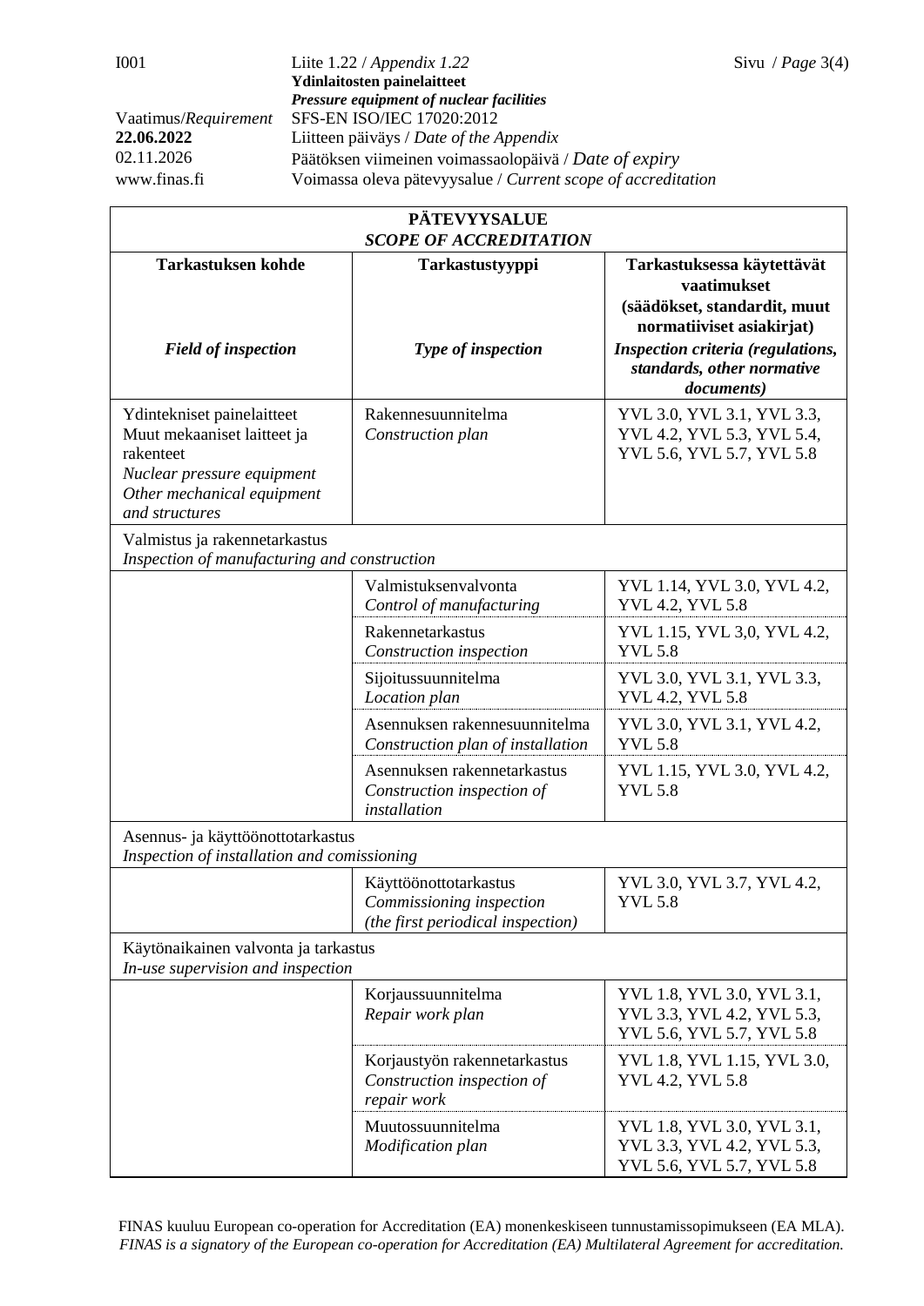| **PÄTEVYYSALUE** *SCOPE OF ACCREDITATION* | | |
|---|---|---|
| **Tarkastuksen kohde** *Field of inspection* | **Tarkastustyyppi** *Type of inspection* | **Tarkastuksessa käytettävät vaatimukset (säädökset, standardit, muut normatiiviset asiakirjat)** *Inspection criteria (regulations, standards, other normative documents)* |
| Ydintekniset painelaitteet Muut mekaaniset laitteet ja rakenteet *Nuclear pressure equipment Other mechanical equipment and structures* | Rakennesuunnitelma *Construction plan* | YVL 3.0, YVL 3.1, YVL 3.3, YVL 4.2, YVL 5.3, YVL 5.4, YVL 5.6, YVL 5.7, YVL 5.8 |
| Valmistus ja rakennetarkastus *Inspection of manufacturing and construction* | | |
| | Valmistuksenvalvonta *Control of manufacturing* | YVL 1.14, YVL 3.0, YVL 4.2, YVL 4.2, YVL 5.8 |
| | Rakennetarkastus *Construction inspection* | YVL 1.15, YVL 3,0, YVL 4.2, YVL 5.8 |
| | Sijoitussuunnitelma *Location plan* | YVL 3.0, YVL 3.1, YVL 3.3, YVL 4.2, YVL 5.8 |
| | Asennuksen rakennesuunnitelma *Construction plan of installation* | YVL 3.0, YVL 3.1, YVL 4.2, YVL 5.8 |
| | Asennuksen rakennetarkastus *Construction inspection of installation* | YVL 1.15, YVL 3.0, YVL 4.2, YVL 5.8 |
| Asennus- ja käyttöönottotarkastus *Inspection of installation and comissioning* | | |
| | Käyttöönottotarkastus *Commissioning inspection (the first periodical inspection)* | YVL 3.0, YVL 3.7, YVL 4.2, YVL 5.8 |
| Käytönaikainen valvonta ja tarkastus *In-use supervision and inspection* | | |
| | Korjaussuunnitelma *Repair work plan* | YVL 1.8, YVL 3.0, YVL 3.1, YVL 3.3, YVL 4.2, YVL 5.3, YVL 5.6, YVL 5.7, YVL 5.8 |
| | Korjaustyön rakennetarkastus *Construction inspection of repair work* | YVL 1.8, YVL 1.15, YVL 3.0, YVL 4.2, YVL 5.8 |
| | Muutossuunnitelma *Modification plan* | YVL 1.8, YVL 3.0, YVL 3.1, YVL 3.3, YVL 4.2, YVL 5.3, YVL 5.6, YVL 5.7, YVL 5.8 |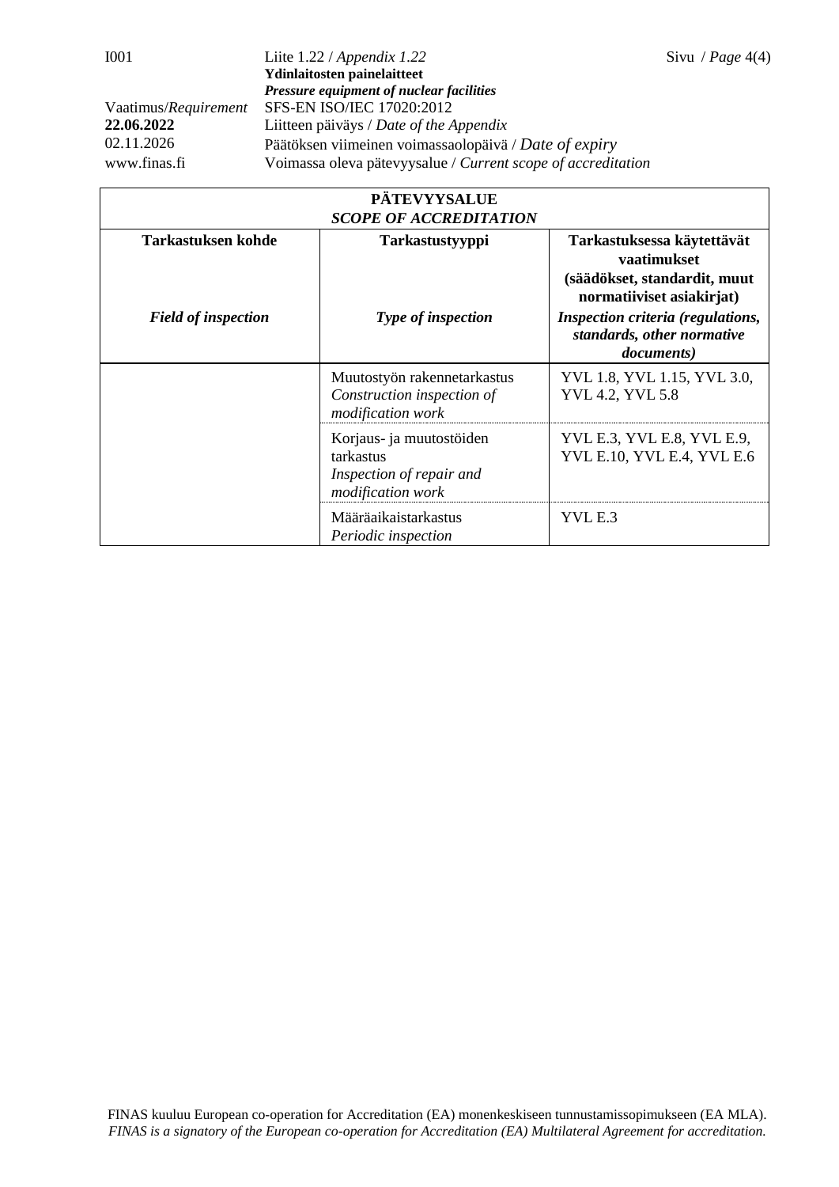| PÄTEVYYSALUE<br>*SCOPE OF ACCREDITATION* | | |
|---|---|---|
| **Tarkastuksen kohde**<br><br>***Field of inspection*** | **Tarkastustyyppi**<br><br>***Type of inspection*** | **Tarkastuksessa käytettävät vaatimukset (säädökset, standardit, muut normatiiviset asiakirjat)**<br>***Inspection criteria (regulations, standards, other normative documents)*** |
| | Muutostyön rakennetarkastus<br>*Construction inspection of modification work* | YVL 1.8, YVL 1.15, YVL 3.0, YVL 4.2, YVL 5.8 |
| | Korjaus- ja muutostöiden tarkastus<br>*Inspection of repair and modification work* | YVL E.3, YVL E.8, YVL E.9, YVL E.10, YVL E.4, YVL E.6 |
| | Määräaikaistarkastus<br>*Periodic inspection* | YVL E.3 |

FINAS kuuluu European co-operation for Accreditation (EA) monenkeskiseen tunnustamissopimukseen (EA MLA).
*FINAS is a signatory of the European co-operation for Accreditation (EA) Multilateral Agreement for accreditation.*